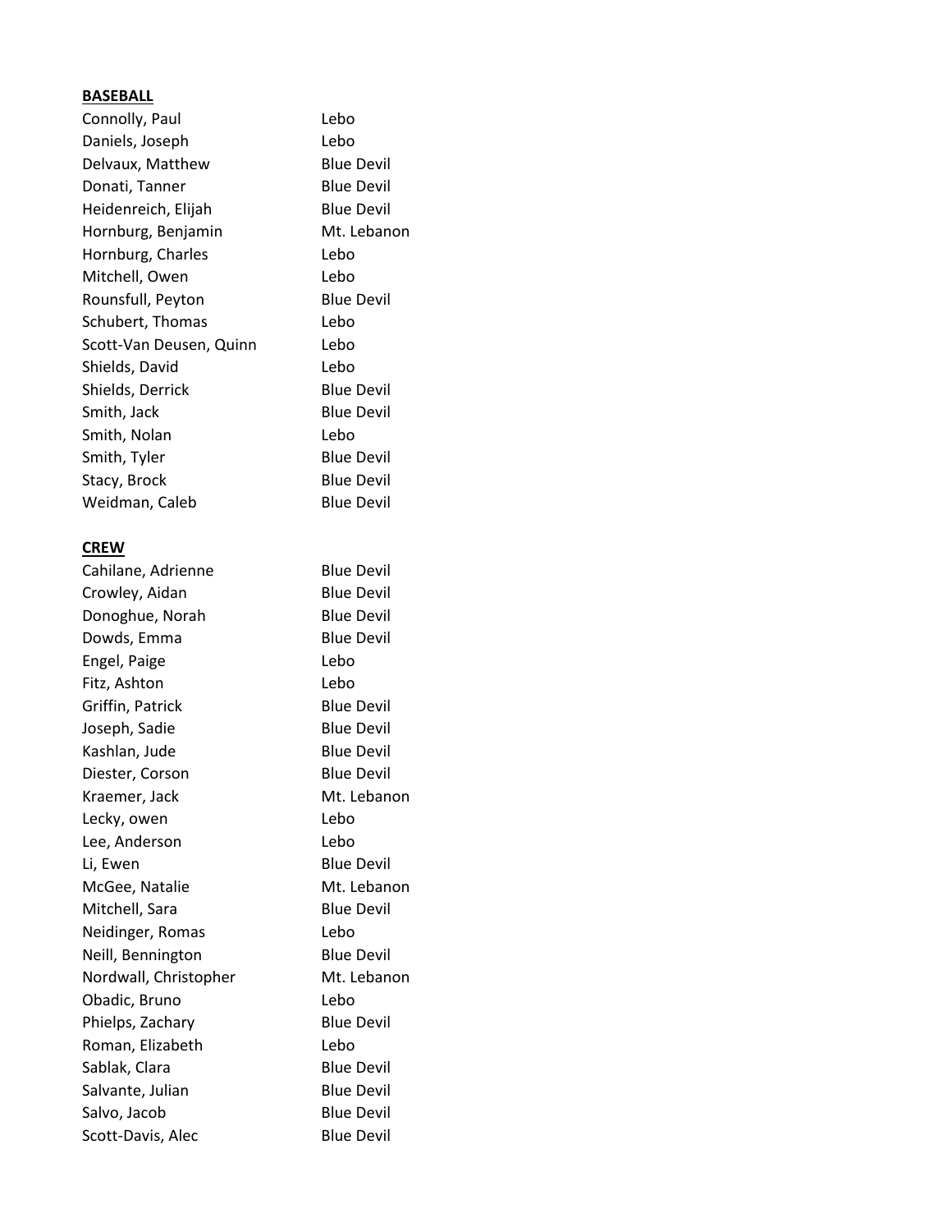**BASEBALL**

| | |
|---|---|
| Connolly, Paul | Lebo |
| Daniels, Joseph | Lebo |
| Delvaux, Matthew | Blue Devil |
| Donati, Tanner | Blue Devil |
| Heidenreich, Elijah | Blue Devil |
| Hornburg, Benjamin | Mt. Lebanon |
| Hornburg, Charles | Lebo |
| Mitchell, Owen | Lebo |
| Rounsfull, Peyton | Blue Devil |
| Schubert, Thomas | Lebo |
| Scott-Van Deusen, Quinn | Lebo |
| Shields, David | Lebo |
| Shields, Derrick | Blue Devil |
| Smith, Jack | Blue Devil |
| Smith, Nolan | Lebo |
| Smith, Tyler | Blue Devil |
| Stacy, Brock | Blue Devil |
| Weidman, Caleb | Blue Devil |

**CREW**

| | |
|---|---|
| Cahilane, Adrienne | Blue Devil |
| Crowley, Aidan | Blue Devil |
| Donoghue, Norah | Blue Devil |
| Dowds, Emma | Blue Devil |
| Engel, Paige | Lebo |
| Fitz, Ashton | Lebo |
| Griffin, Patrick | Blue Devil |
| Joseph, Sadie | Blue Devil |
| Kashlan, Jude | Blue Devil |
| Diester, Corson | Blue Devil |
| Kraemer, Jack | Mt. Lebanon |
| Lecky, owen | Lebo |
| Lee, Anderson | Lebo |
| Li, Ewen | Blue Devil |
| McGee, Natalie | Mt. Lebanon |
| Mitchell, Sara | Blue Devil |
| Neidinger, Romas | Lebo |
| Neill, Bennington | Blue Devil |
| Nordwall, Christopher | Mt. Lebanon |
| Obadic, Bruno | Lebo |
| Phielps, Zachary | Blue Devil |
| Roman, Elizabeth | Lebo |
| Sablak, Clara | Blue Devil |
| Salvante, Julian | Blue Devil |
| Salvo, Jacob | Blue Devil |
| Scott-Davis, Alec | Blue Devil |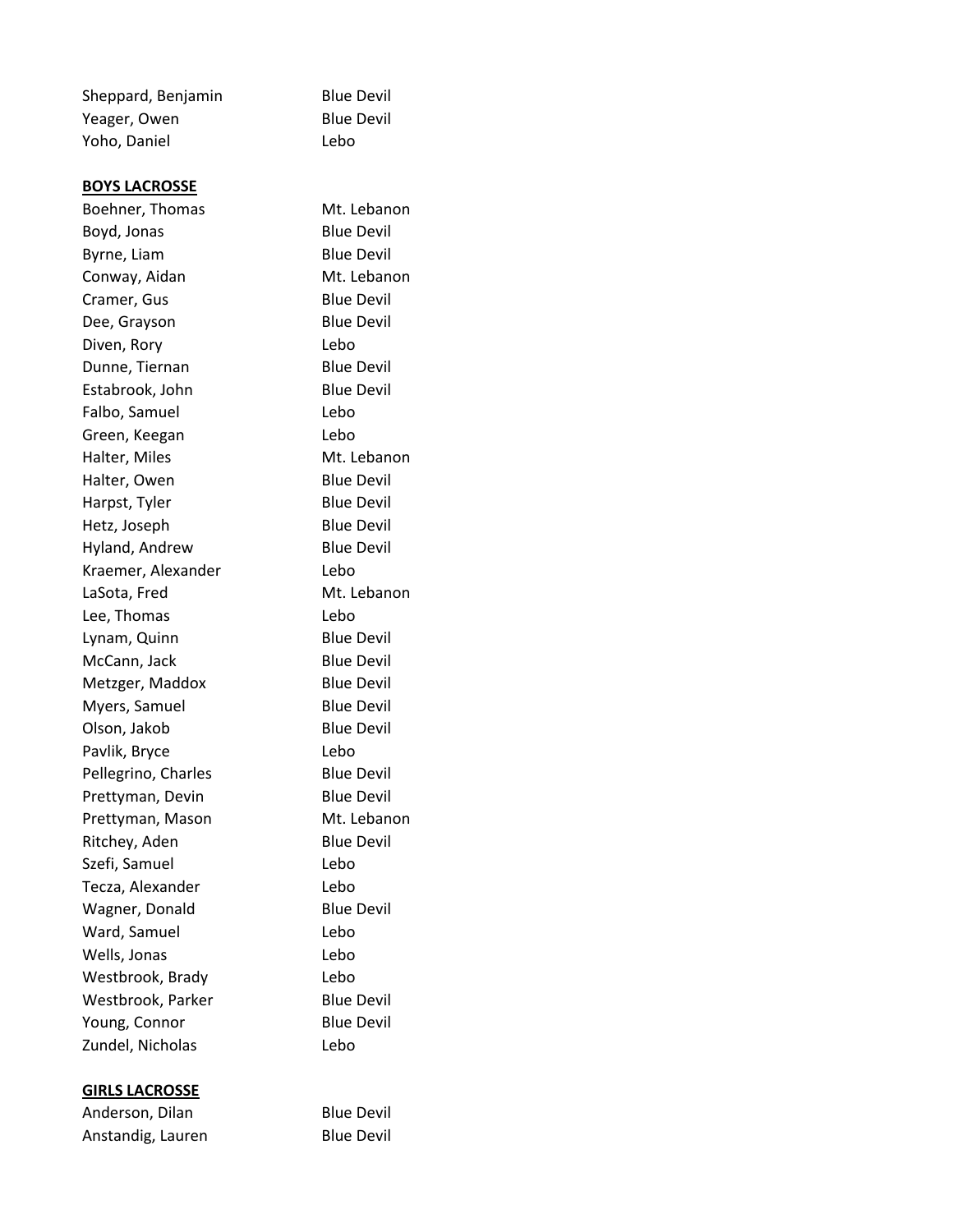| | |
|---|---|
| Sheppard, Benjamin | Blue Devil |
| Yeager, Owen | Blue Devil |
| Yoho, Daniel | Lebo |

**BOYS LACROSSE**

| | |
|---|---|
| Boehner, Thomas | Mt. Lebanon |
| Boyd, Jonas | Blue Devil |
| Byrne, Liam | Blue Devil |
| Conway, Aidan | Mt. Lebanon |
| Cramer, Gus | Blue Devil |
| Dee, Grayson | Blue Devil |
| Diven, Rory | Lebo |
| Dunne, Tiernan | Blue Devil |
| Estabrook, John | Blue Devil |
| Falbo, Samuel | Lebo |
| Green, Keegan | Lebo |
| Halter, Miles | Mt. Lebanon |
| Halter, Owen | Blue Devil |
| Harpst, Tyler | Blue Devil |
| Hetz, Joseph | Blue Devil |
| Hyland, Andrew | Blue Devil |
| Kraemer, Alexander | Lebo |
| LaSota, Fred | Mt. Lebanon |
| Lee, Thomas | Lebo |
| Lynam, Quinn | Blue Devil |
| McCann, Jack | Blue Devil |
| Metzger, Maddox | Blue Devil |
| Myers, Samuel | Blue Devil |
| Olson, Jakob | Blue Devil |
| Pavlik, Bryce | Lebo |
| Pellegrino, Charles | Blue Devil |
| Prettyman, Devin | Blue Devil |
| Prettyman, Mason | Mt. Lebanon |
| Ritchey, Aden | Blue Devil |
| Szefi, Samuel | Lebo |
| Tecza, Alexander | Lebo |
| Wagner, Donald | Blue Devil |
| Ward, Samuel | Lebo |
| Wells, Jonas | Lebo |
| Westbrook, Brady | Lebo |
| Westbrook, Parker | Blue Devil |
| Young, Connor | Blue Devil |
| Zundel, Nicholas | Lebo |

**GIRLS LACROSSE**

| | |
|---|---|
| Anderson, Dilan | Blue Devil |
| Anstandig, Lauren | Blue Devil |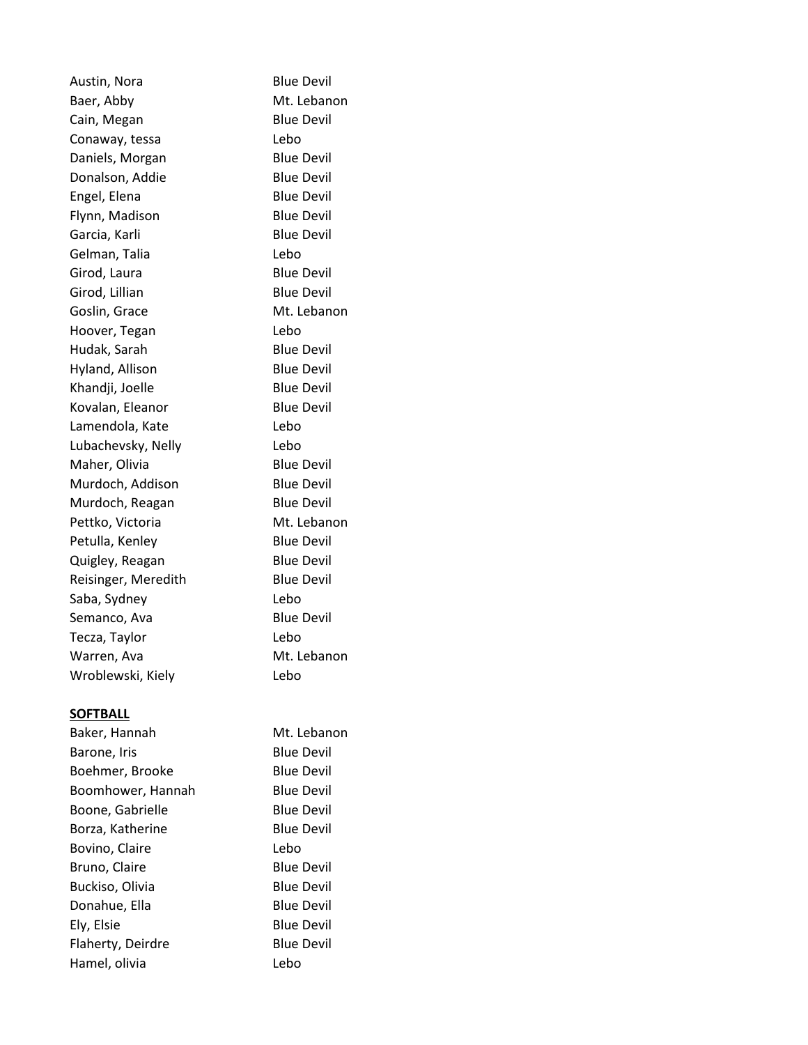| | |
|---|---|
| Austin, Nora | Blue Devil |
| Baer, Abby | Mt. Lebanon |
| Cain, Megan | Blue Devil |
| Conaway, tessa | Lebo |
| Daniels, Morgan | Blue Devil |
| Donalson, Addie | Blue Devil |
| Engel, Elena | Blue Devil |
| Flynn, Madison | Blue Devil |
| Garcia, Karli | Blue Devil |
| Gelman, Talia | Lebo |
| Girod, Laura | Blue Devil |
| Girod, Lillian | Blue Devil |
| Goslin, Grace | Mt. Lebanon |
| Hoover, Tegan | Lebo |
| Hudak, Sarah | Blue Devil |
| Hyland, Allison | Blue Devil |
| Khandji, Joelle | Blue Devil |
| Kovalan, Eleanor | Blue Devil |
| Lamendola, Kate | Lebo |
| Lubachevsky, Nelly | Lebo |
| Maher, Olivia | Blue Devil |
| Murdoch, Addison | Blue Devil |
| Murdoch, Reagan | Blue Devil |
| Pettko, Victoria | Mt. Lebanon |
| Petulla, Kenley | Blue Devil |
| Quigley, Reagan | Blue Devil |
| Reisinger, Meredith | Blue Devil |
| Saba, Sydney | Lebo |
| Semanco, Ava | Blue Devil |
| Tecza, Taylor | Lebo |
| Warren, Ava | Mt. Lebanon |
| Wroblewski, Kiely | Lebo |

**SOFTBALL**

| | |
|---|---|
| Baker, Hannah | Mt. Lebanon |
| Barone, Iris | Blue Devil |
| Boehmer, Brooke | Blue Devil |
| Boomhower, Hannah | Blue Devil |
| Boone, Gabrielle | Blue Devil |
| Borza, Katherine | Blue Devil |
| Bovino, Claire | Lebo |
| Bruno, Claire | Blue Devil |
| Buckiso, Olivia | Blue Devil |
| Donahue, Ella | Blue Devil |
| Ely, Elsie | Blue Devil |
| Flaherty, Deirdre | Blue Devil |
| Hamel, olivia | Lebo |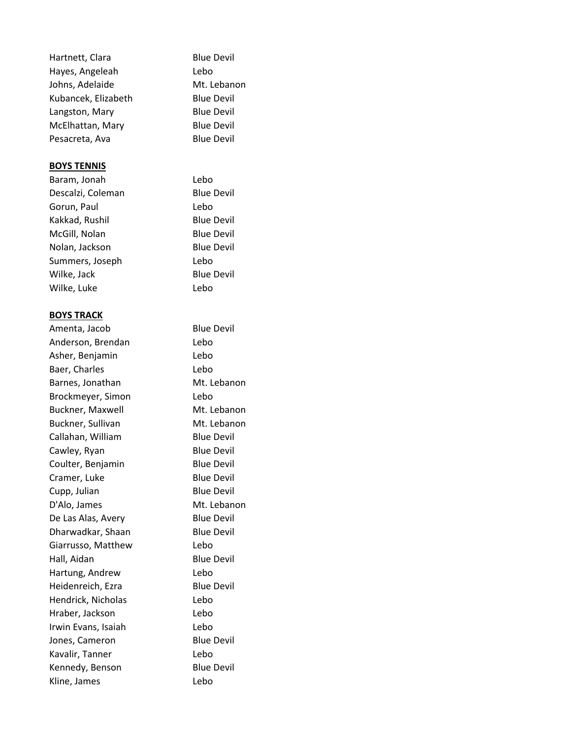| | |
|---|---|
| Hartnett, Clara | Blue Devil |
| Hayes, Angeleah | Lebo |
| Johns, Adelaide | Mt. Lebanon |
| Kubancek, Elizabeth | Blue Devil |
| Langston, Mary | Blue Devil |
| McElhattan, Mary | Blue Devil |
| Pesacreta, Ava | Blue Devil |

**BOYS TENNIS**

| | |
|---|---|
| Baram, Jonah | Lebo |
| Descalzi, Coleman | Blue Devil |
| Gorun, Paul | Lebo |
| Kakkad, Rushil | Blue Devil |
| McGill, Nolan | Blue Devil |
| Nolan, Jackson | Blue Devil |
| Summers, Joseph | Lebo |
| Wilke, Jack | Blue Devil |
| Wilke, Luke | Lebo |

**BOYS TRACK**

| | |
|---|---|
| Amenta, Jacob | Blue Devil |
| Anderson, Brendan | Lebo |
| Asher, Benjamin | Lebo |
| Baer, Charles | Lebo |
| Barnes, Jonathan | Mt. Lebanon |
| Brockmeyer, Simon | Lebo |
| Buckner, Maxwell | Mt. Lebanon |
| Buckner, Sullivan | Mt. Lebanon |
| Callahan, William | Blue Devil |
| Cawley, Ryan | Blue Devil |
| Coulter, Benjamin | Blue Devil |
| Cramer, Luke | Blue Devil |
| Cupp, Julian | Blue Devil |
| D'Alo, James | Mt. Lebanon |
| De Las Alas, Avery | Blue Devil |
| Dharwadkar, Shaan | Blue Devil |
| Giarrusso, Matthew | Lebo |
| Hall, Aidan | Blue Devil |
| Hartung, Andrew | Lebo |
| Heidenreich, Ezra | Blue Devil |
| Hendrick, Nicholas | Lebo |
| Hraber, Jackson | Lebo |
| Irwin Evans, Isaiah | Lebo |
| Jones, Cameron | Blue Devil |
| Kavalir, Tanner | Lebo |
| Kennedy, Benson | Blue Devil |
| Kline, James | Lebo |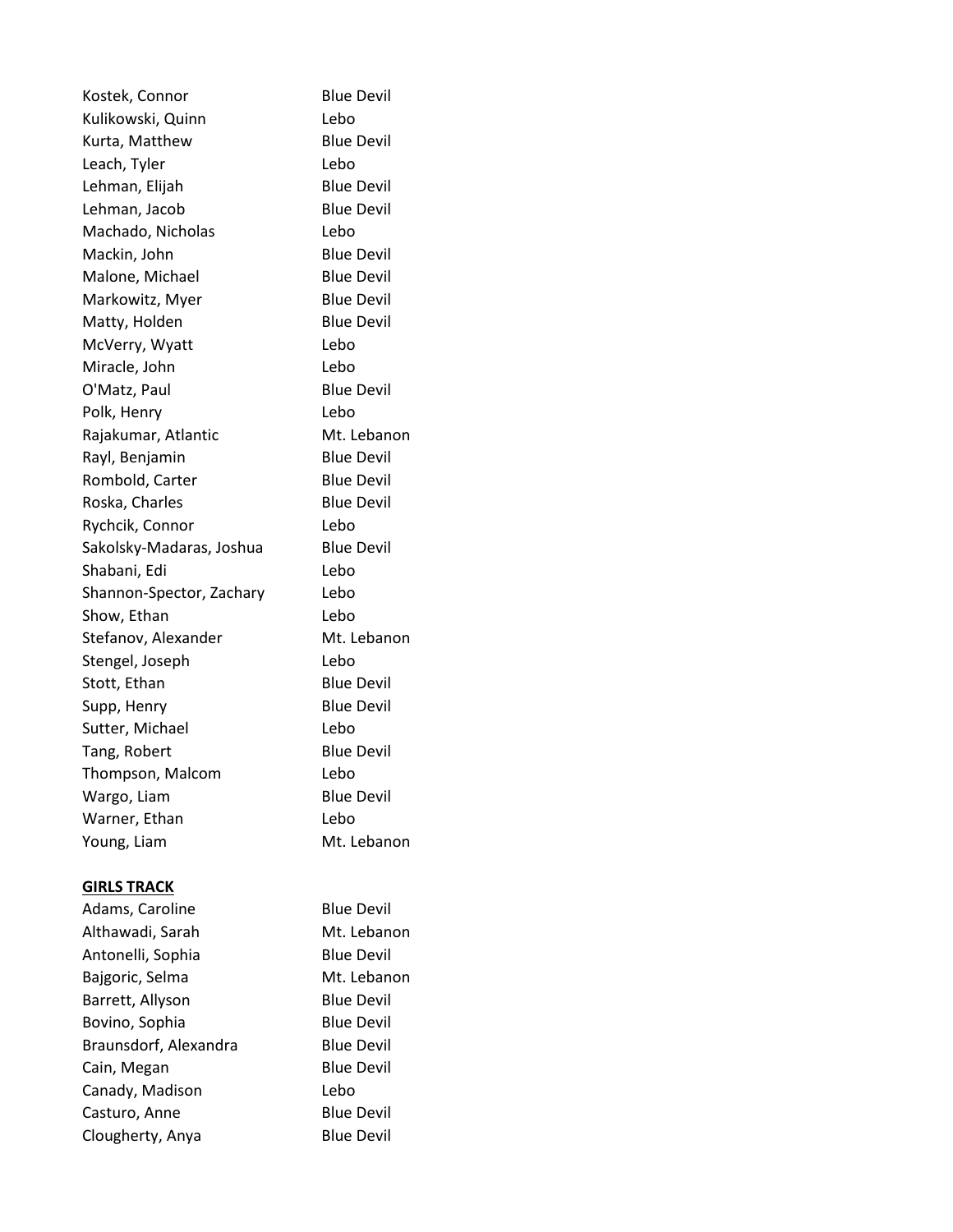| | |
|---|---|
| Kostek, Connor | Blue Devil |
| Kulikowski, Quinn | Lebo |
| Kurta, Matthew | Blue Devil |
| Leach, Tyler | Lebo |
| Lehman, Elijah | Blue Devil |
| Lehman, Jacob | Blue Devil |
| Machado, Nicholas | Lebo |
| Mackin, John | Blue Devil |
| Malone, Michael | Blue Devil |
| Markowitz, Myer | Blue Devil |
| Matty, Holden | Blue Devil |
| McVerry, Wyatt | Lebo |
| Miracle, John | Lebo |
| O'Matz, Paul | Blue Devil |
| Polk, Henry | Lebo |
| Rajakumar, Atlantic | Mt. Lebanon |
| Rayl, Benjamin | Blue Devil |
| Rombold, Carter | Blue Devil |
| Roska, Charles | Blue Devil |
| Rychcik, Connor | Lebo |
| Sakolsky-Madaras, Joshua | Blue Devil |
| Shabani, Edi | Lebo |
| Shannon-Spector, Zachary | Lebo |
| Show, Ethan | Lebo |
| Stefanov, Alexander | Mt. Lebanon |
| Stengel, Joseph | Lebo |
| Stott, Ethan | Blue Devil |
| Supp, Henry | Blue Devil |
| Sutter, Michael | Lebo |
| Tang, Robert | Blue Devil |
| Thompson, Malcom | Lebo |
| Wargo, Liam | Blue Devil |
| Warner, Ethan | Lebo |
| Young, Liam | Mt. Lebanon |

**GIRLS TRACK**

| | |
|---|---|
| Adams, Caroline | Blue Devil |
| Althawadi, Sarah | Mt. Lebanon |
| Antonelli, Sophia | Blue Devil |
| Bajgoric, Selma | Mt. Lebanon |
| Barrett, Allyson | Blue Devil |
| Bovino, Sophia | Blue Devil |
| Braunsdorf, Alexandra | Blue Devil |
| Cain, Megan | Blue Devil |
| Canady, Madison | Lebo |
| Casturo, Anne | Blue Devil |
| Clougherty, Anya | Blue Devil |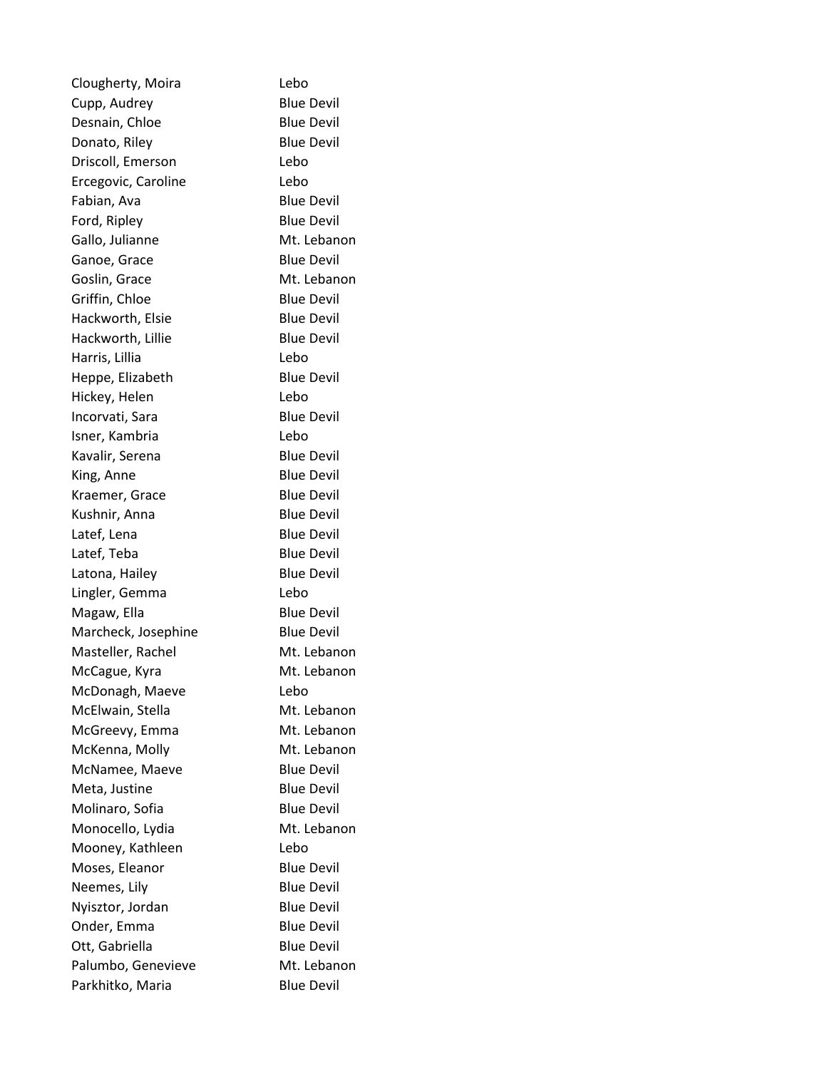| | |
|---|---|
| Clougherty, Moira | Lebo |
| Cupp, Audrey | Blue Devil |
| Desnain, Chloe | Blue Devil |
| Donato, Riley | Blue Devil |
| Driscoll, Emerson | Lebo |
| Ercegovic, Caroline | Lebo |
| Fabian, Ava | Blue Devil |
| Ford, Ripley | Blue Devil |
| Gallo, Julianne | Mt. Lebanon |
| Ganoe, Grace | Blue Devil |
| Goslin, Grace | Mt. Lebanon |
| Griffin, Chloe | Blue Devil |
| Hackworth, Elsie | Blue Devil |
| Hackworth, Lillie | Blue Devil |
| Harris, Lillia | Lebo |
| Heppe, Elizabeth | Blue Devil |
| Hickey, Helen | Lebo |
| Incorvati, Sara | Blue Devil |
| Isner, Kambria | Lebo |
| Kavalir, Serena | Blue Devil |
| King, Anne | Blue Devil |
| Kraemer, Grace | Blue Devil |
| Kushnir, Anna | Blue Devil |
| Latef, Lena | Blue Devil |
| Latef, Teba | Blue Devil |
| Latona, Hailey | Blue Devil |
| Lingler, Gemma | Lebo |
| Magaw, Ella | Blue Devil |
| Marcheck, Josephine | Blue Devil |
| Masteller, Rachel | Mt. Lebanon |
| McCague, Kyra | Mt. Lebanon |
| McDonagh, Maeve | Lebo |
| McElwain, Stella | Mt. Lebanon |
| McGreevy, Emma | Mt. Lebanon |
| McKenna, Molly | Mt. Lebanon |
| McNamee, Maeve | Blue Devil |
| Meta, Justine | Blue Devil |
| Molinaro, Sofia | Blue Devil |
| Monocello, Lydia | Mt. Lebanon |
| Mooney, Kathleen | Lebo |
| Moses, Eleanor | Blue Devil |
| Neemes, Lily | Blue Devil |
| Nyisztor, Jordan | Blue Devil |
| Onder, Emma | Blue Devil |
| Ott, Gabriella | Blue Devil |
| Palumbo, Genevieve | Mt. Lebanon |
| Parkhitko, Maria | Blue Devil |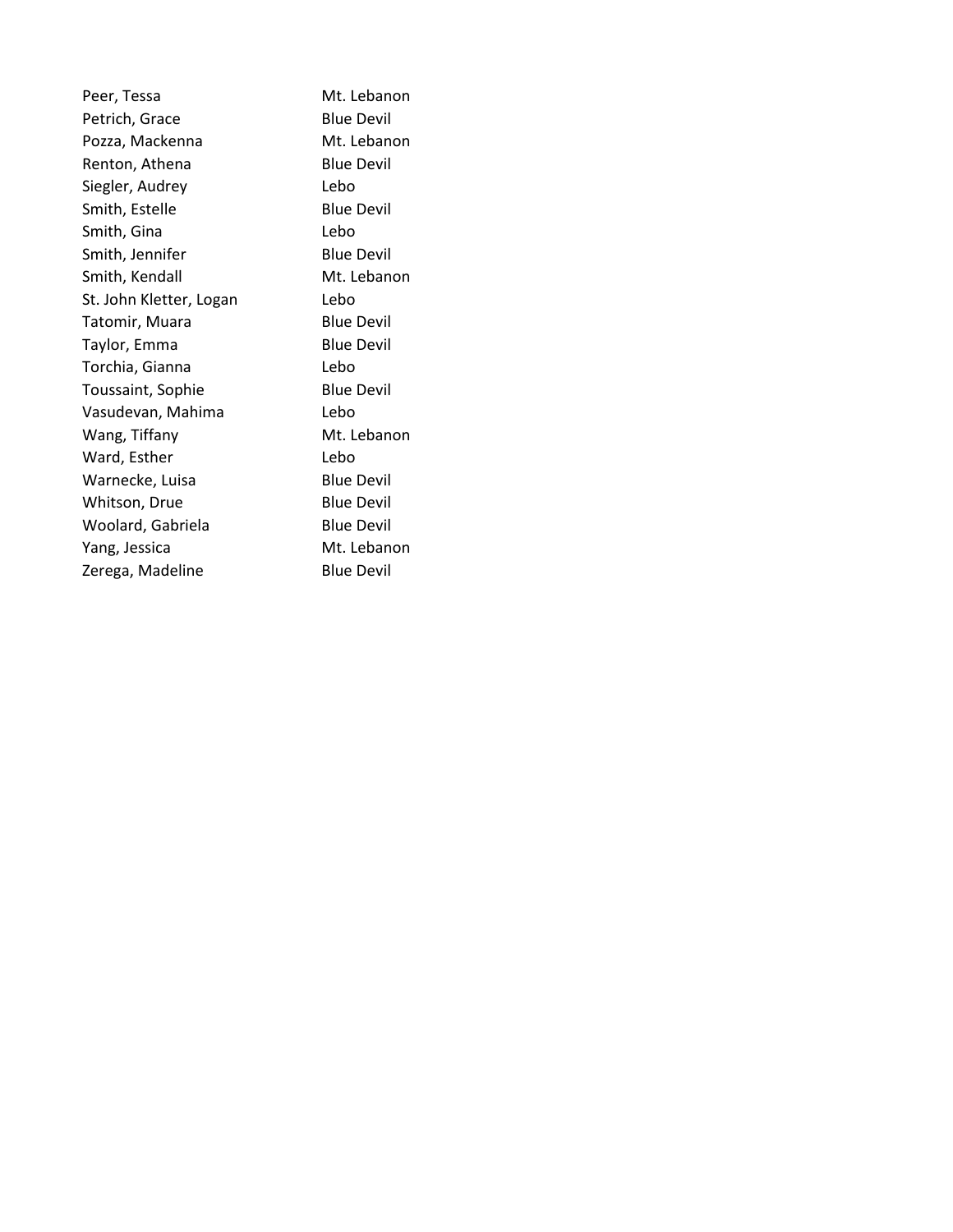| | |
|---|---|
| Peer, Tessa | Mt. Lebanon |
| Petrich, Grace | Blue Devil |
| Pozza, Mackenna | Mt. Lebanon |
| Renton, Athena | Blue Devil |
| Siegler, Audrey | Lebo |
| Smith, Estelle | Blue Devil |
| Smith, Gina | Lebo |
| Smith, Jennifer | Blue Devil |
| Smith, Kendall | Mt. Lebanon |
| St. John Kletter, Logan | Lebo |
| Tatomir, Muara | Blue Devil |
| Taylor, Emma | Blue Devil |
| Torchia, Gianna | Lebo |
| Toussaint, Sophie | Blue Devil |
| Vasudevan, Mahima | Lebo |
| Wang, Tiffany | Mt. Lebanon |
| Ward, Esther | Lebo |
| Warnecke, Luisa | Blue Devil |
| Whitson, Drue | Blue Devil |
| Woolard, Gabriela | Blue Devil |
| Yang, Jessica | Mt. Lebanon |
| Zerega, Madeline | Blue Devil |